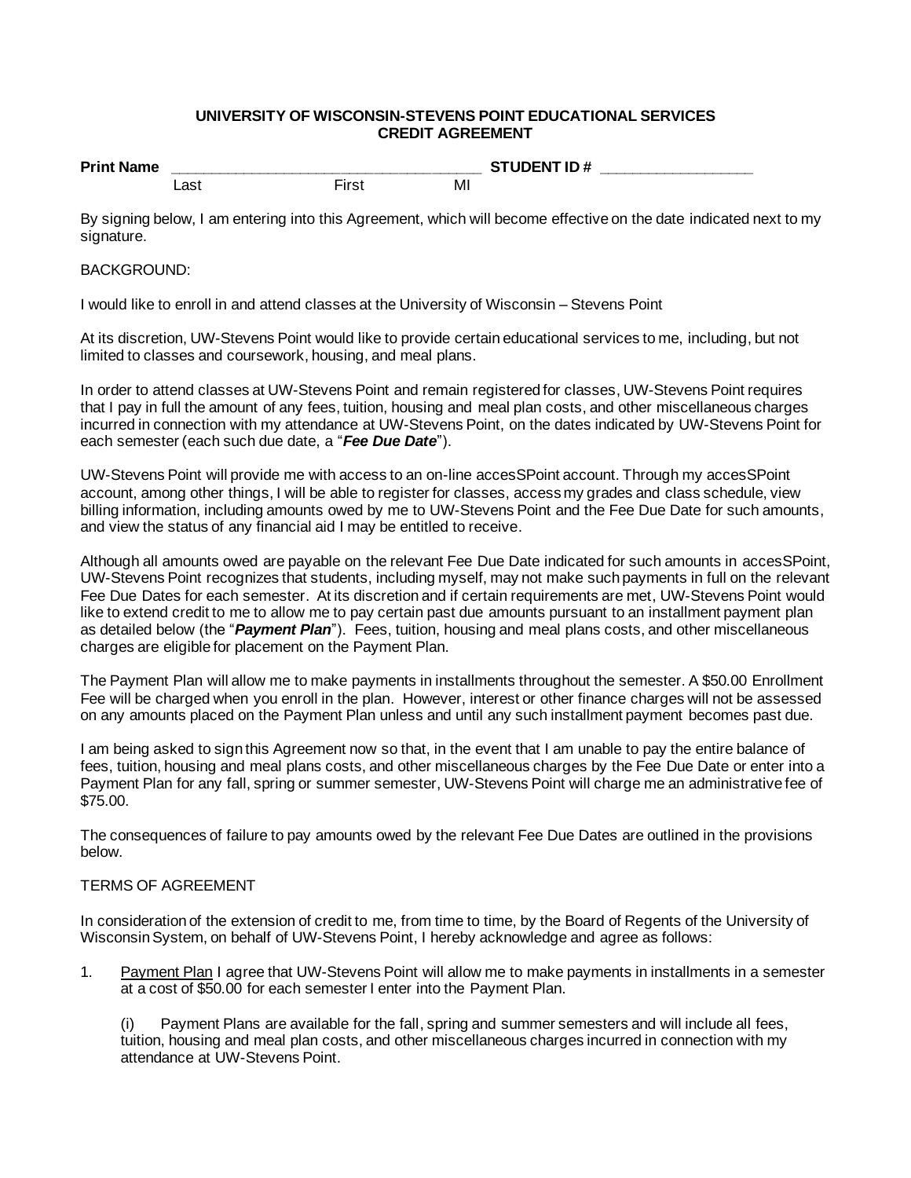**UNIVERSITY OF WISCONSIN-STEVENS POINT EDUCATIONAL SERVICES CREDIT AGREEMENT**

**Print Name** ________________________________________ **STUDENT ID #** ____________________
Last First MI

By signing below, I am entering into this Agreement, which will become effective on the date indicated next to my signature.

BACKGROUND:

I would like to enroll in and attend classes at the University of Wisconsin – Stevens Point

At its discretion, UW-Stevens Point would like to provide certain educational services to me, including, but not limited to classes and coursework, housing, and meal plans.

In order to attend classes at UW-Stevens Point and remain registered for classes, UW-Stevens Point requires that I pay in full the amount of any fees, tuition, housing and meal plan costs, and other miscellaneous charges incurred in connection with my attendance at UW-Stevens Point, on the dates indicated by UW-Stevens Point for each semester (each such due date, a "***Fee Due Date***").

UW-Stevens Point will provide me with access to an on-line accesSPoint account. Through my accesSPoint account, among other things, I will be able to register for classes, access my grades and class schedule, view billing information, including amounts owed by me to UW-Stevens Point and the Fee Due Date for such amounts, and view the status of any financial aid I may be entitled to receive.

Although all amounts owed are payable on the relevant Fee Due Date indicated for such amounts in accesSPoint, UW-Stevens Point recognizes that students, including myself, may not make such payments in full on the relevant Fee Due Dates for each semester. At its discretion and if certain requirements are met, UW-Stevens Point would like to extend credit to me to allow me to pay certain past due amounts pursuant to an installment payment plan as detailed below (the "***Payment Plan***"). Fees, tuition, housing and meal plans costs, and other miscellaneous charges are eligible for placement on the Payment Plan.

The Payment Plan will allow me to make payments in installments throughout the semester. A $50.00 Enrollment Fee will be charged when you enroll in the plan. However, interest or other finance charges will not be assessed on any amounts placed on the Payment Plan unless and until any such installment payment becomes past due.

I am being asked to sign this Agreement now so that, in the event that I am unable to pay the entire balance of fees, tuition, housing and meal plans costs, and other miscellaneous charges by the Fee Due Date or enter into a Payment Plan for any fall, spring or summer semester, UW-Stevens Point will charge me an administrative fee of $75.00.

The consequences of failure to pay amounts owed by the relevant Fee Due Dates are outlined in the provisions below.

TERMS OF AGREEMENT

In consideration of the extension of credit to me, from time to time, by the Board of Regents of the University of Wisconsin System, on behalf of UW-Stevens Point, I hereby acknowledge and agree as follows:

1. Payment Plan I agree that UW-Stevens Point will allow me to make payments in installments in a semester at a cost of $50.00 for each semester I enter into the Payment Plan.

   (i) Payment Plans are available for the fall, spring and summer semesters and will include all fees, tuition, housing and meal plan costs, and other miscellaneous charges incurred in connection with my attendance at UW-Stevens Point.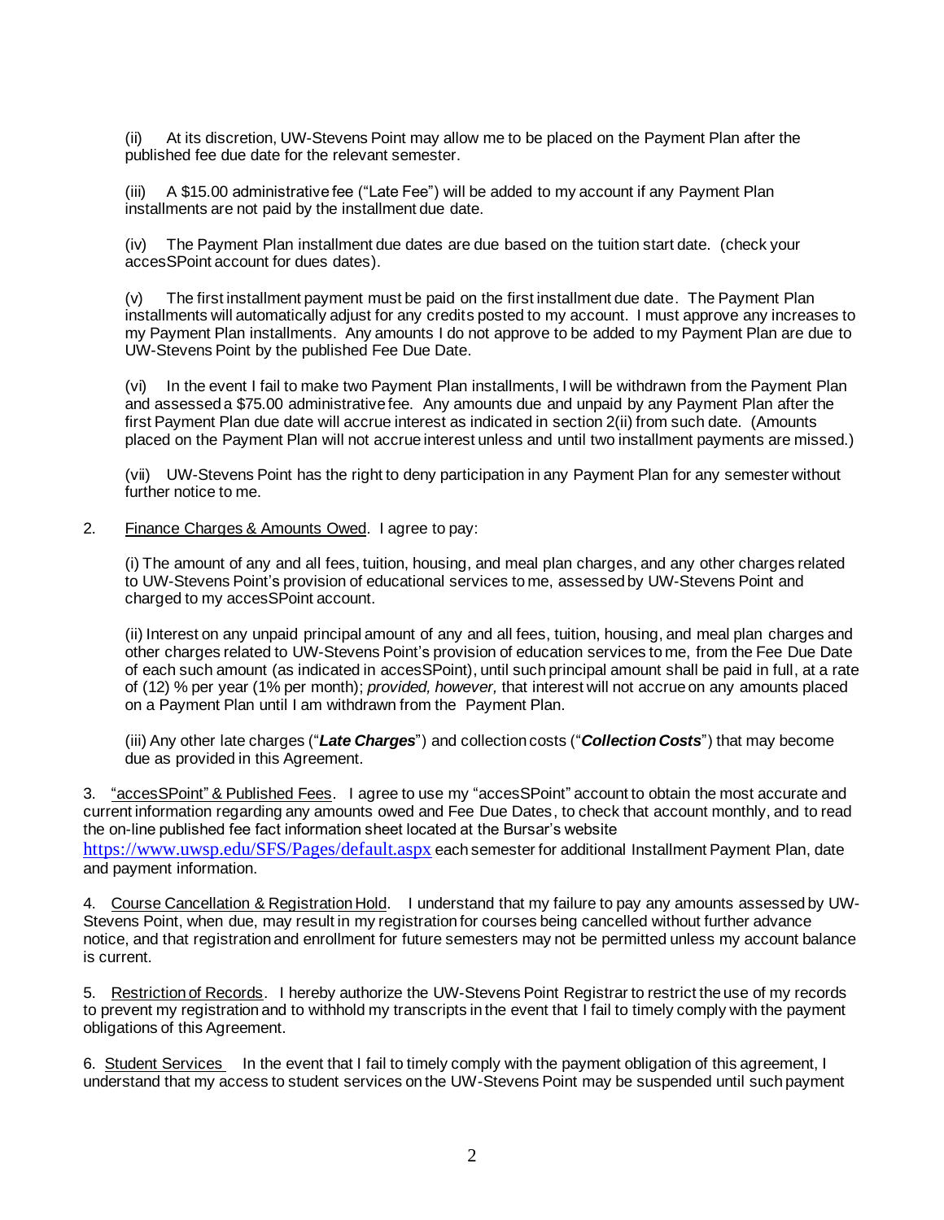(ii) At its discretion, UW-Stevens Point may allow me to be placed on the Payment Plan after the published fee due date for the relevant semester.

(iii) A $15.00 administrative fee ("Late Fee") will be added to my account if any Payment Plan installments are not paid by the installment due date.

(iv) The Payment Plan installment due dates are due based on the tuition start date. (check your accesSPoint account for dues dates).

(v) The first installment payment must be paid on the first installment due date. The Payment Plan installments will automatically adjust for any credits posted to my account. I must approve any increases to my Payment Plan installments. Any amounts I do not approve to be added to my Payment Plan are due to UW-Stevens Point by the published Fee Due Date.

(vi) In the event I fail to make two Payment Plan installments, I will be withdrawn from the Payment Plan and assessed a $75.00 administrative fee. Any amounts due and unpaid by any Payment Plan after the first Payment Plan due date will accrue interest as indicated in section 2(ii) from such date. (Amounts placed on the Payment Plan will not accrue interest unless and until two installment payments are missed.)

(vii) UW-Stevens Point has the right to deny participation in any Payment Plan for any semester without further notice to me.

2. Finance Charges & Amounts Owed. I agree to pay:

(i) The amount of any and all fees, tuition, housing, and meal plan charges, and any other charges related to UW-Stevens Point's provision of educational services to me, assessed by UW-Stevens Point and charged to my accesSPoint account.

(ii) Interest on any unpaid principal amount of any and all fees, tuition, housing, and meal plan charges and other charges related to UW-Stevens Point's provision of education services to me, from the Fee Due Date of each such amount (as indicated in accesSPoint), until such principal amount shall be paid in full, at a rate of (12) % per year (1% per month); *provided, however,* that interest will not accrue on any amounts placed on a Payment Plan until I am withdrawn from the Payment Plan.

(iii) Any other late charges ("***Late Charges***") and collection costs ("***Collection Costs***") that may become due as provided in this Agreement.

3. "accesSPoint" & Published Fees. I agree to use my "accesSPoint" account to obtain the most accurate and current information regarding any amounts owed and Fee Due Dates, to check that account monthly, and to read the on-line published fee fact information sheet located at the Bursar's website https://www.uwsp.edu/SFS/Pages/default.aspx each semester for additional Installment Payment Plan, date and payment information.

4. Course Cancellation & Registration Hold. I understand that my failure to pay any amounts assessed by UW-Stevens Point, when due, may result in my registration for courses being cancelled without further advance notice, and that registration and enrollment for future semesters may not be permitted unless my account balance is current.

5. Restriction of Records. I hereby authorize the UW-Stevens Point Registrar to restrict the use of my records to prevent my registration and to withhold my transcripts in the event that I fail to timely comply with the payment obligations of this Agreement.

6. Student Services In the event that I fail to timely comply with the payment obligation of this agreement, I understand that my access to student services on the UW-Stevens Point may be suspended until such payment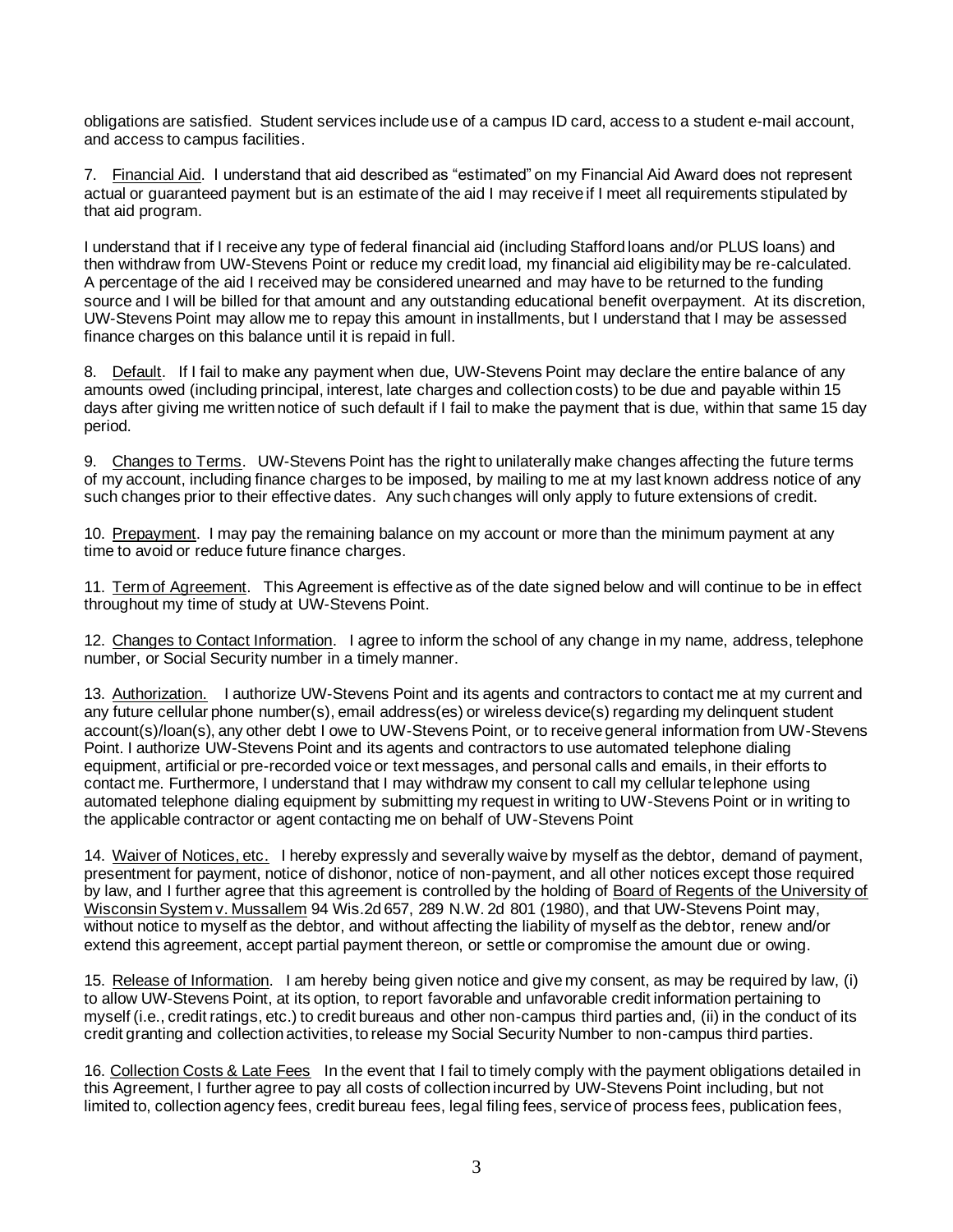obligations are satisfied. Student services include use of a campus ID card, access to a student e-mail account, and access to campus facilities.

7. Financial Aid. I understand that aid described as "estimated" on my Financial Aid Award does not represent actual or guaranteed payment but is an estimate of the aid I may receive if I meet all requirements stipulated by that aid program.

I understand that if I receive any type of federal financial aid (including Stafford loans and/or PLUS loans) and then withdraw from UW-Stevens Point or reduce my credit load, my financial aid eligibility may be re-calculated. A percentage of the aid I received may be considered unearned and may have to be returned to the funding source and I will be billed for that amount and any outstanding educational benefit overpayment. At its discretion, UW-Stevens Point may allow me to repay this amount in installments, but I understand that I may be assessed finance charges on this balance until it is repaid in full.

8. Default. If I fail to make any payment when due, UW-Stevens Point may declare the entire balance of any amounts owed (including principal, interest, late charges and collection costs) to be due and payable within 15 days after giving me written notice of such default if I fail to make the payment that is due, within that same 15 day period.

9. Changes to Terms. UW-Stevens Point has the right to unilaterally make changes affecting the future terms of my account, including finance charges to be imposed, by mailing to me at my last known address notice of any such changes prior to their effective dates. Any such changes will only apply to future extensions of credit.

10. Prepayment. I may pay the remaining balance on my account or more than the minimum payment at any time to avoid or reduce future finance charges.

11. Term of Agreement. This Agreement is effective as of the date signed below and will continue to be in effect throughout my time of study at UW-Stevens Point.

12. Changes to Contact Information. I agree to inform the school of any change in my name, address, telephone number, or Social Security number in a timely manner.

13. Authorization. I authorize UW-Stevens Point and its agents and contractors to contact me at my current and any future cellular phone number(s), email address(es) or wireless device(s) regarding my delinquent student account(s)/loan(s), any other debt I owe to UW-Stevens Point, or to receive general information from UW-Stevens Point. I authorize UW-Stevens Point and its agents and contractors to use automated telephone dialing equipment, artificial or pre-recorded voice or text messages, and personal calls and emails, in their efforts to contact me. Furthermore, I understand that I may withdraw my consent to call my cellular telephone using automated telephone dialing equipment by submitting my request in writing to UW-Stevens Point or in writing to the applicable contractor or agent contacting me on behalf of UW-Stevens Point

14. Waiver of Notices, etc. I hereby expressly and severally waive by myself as the debtor, demand of payment, presentment for payment, notice of dishonor, notice of non-payment, and all other notices except those required by law, and I further agree that this agreement is controlled by the holding of Board of Regents of the University of Wisconsin System v. Mussallem 94 Wis.2d 657, 289 N.W. 2d 801 (1980), and that UW-Stevens Point may, without notice to myself as the debtor, and without affecting the liability of myself as the debtor, renew and/or extend this agreement, accept partial payment thereon, or settle or compromise the amount due or owing.

15. Release of Information. I am hereby being given notice and give my consent, as may be required by law, (i) to allow UW-Stevens Point, at its option, to report favorable and unfavorable credit information pertaining to myself (i.e., credit ratings, etc.) to credit bureaus and other non-campus third parties and, (ii) in the conduct of its credit granting and collection activities, to release my Social Security Number to non-campus third parties.

16. Collection Costs & Late Fees In the event that I fail to timely comply with the payment obligations detailed in this Agreement, I further agree to pay all costs of collection incurred by UW-Stevens Point including, but not limited to, collection agency fees, credit bureau fees, legal filing fees, service of process fees, publication fees,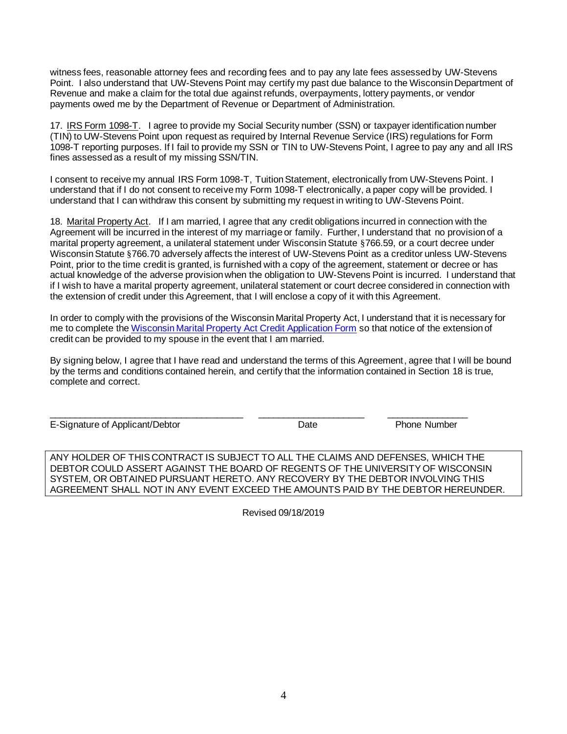witness fees, reasonable attorney fees and recording fees and to pay any late fees assessed by UW-Stevens Point. I also understand that UW-Stevens Point may certify my past due balance to the Wisconsin Department of Revenue and make a claim for the total due against refunds, overpayments, lottery payments, or vendor payments owed me by the Department of Revenue or Department of Administration.

17. IRS Form 1098-T. I agree to provide my Social Security number (SSN) or taxpayer identification number (TIN) to UW-Stevens Point upon request as required by Internal Revenue Service (IRS) regulations for Form 1098-T reporting purposes. If I fail to provide my SSN or TIN to UW-Stevens Point, I agree to pay any and all IRS fines assessed as a result of my missing SSN/TIN.

I consent to receive my annual IRS Form 1098-T, Tuition Statement, electronically from UW-Stevens Point. I understand that if I do not consent to receive my Form 1098-T electronically, a paper copy will be provided. I understand that I can withdraw this consent by submitting my request in writing to UW-Stevens Point.

18. Marital Property Act. If I am married, I agree that any credit obligations incurred in connection with the Agreement will be incurred in the interest of my marriage or family. Further, I understand that no provision of a marital property agreement, a unilateral statement under Wisconsin Statute §766.59, or a court decree under Wisconsin Statute §766.70 adversely affects the interest of UW-Stevens Point as a creditor unless UW-Stevens Point, prior to the time credit is granted, is furnished with a copy of the agreement, statement or decree or has actual knowledge of the adverse provision when the obligation to UW-Stevens Point is incurred. I understand that if I wish to have a marital property agreement, unilateral statement or court decree considered in connection with the extension of credit under this Agreement, that I will enclose a copy of it with this Agreement.

In order to comply with the provisions of the Wisconsin Marital Property Act, I understand that it is necessary for me to complete the Wisconsin Marital Property Act Credit Application Form so that notice of the extension of credit can be provided to my spouse in the event that I am married.

By signing below, I agree that I have read and understand the terms of this Agreement, agree that I will be bound by the terms and conditions contained herein, and certify that the information contained in Section 18 is true, complete and correct.

| E-Signature of Applicant/Debtor | Date | Phone Number |
|---|---|---|
| ______________________________ | ________________ | ____________ |

ANY HOLDER OF THIS CONTRACT IS SUBJECT TO ALL THE CLAIMS AND DEFENSES, WHICH THE DEBTOR COULD ASSERT AGAINST THE BOARD OF REGENTS OF THE UNIVERSITY OF WISCONSIN SYSTEM, OR OBTAINED PURSUANT HERETO. ANY RECOVERY BY THE DEBTOR INVOLVING THIS AGREEMENT SHALL NOT IN ANY EVENT EXCEED THE AMOUNTS PAID BY THE DEBTOR HEREUNDER.

Revised 09/18/2019